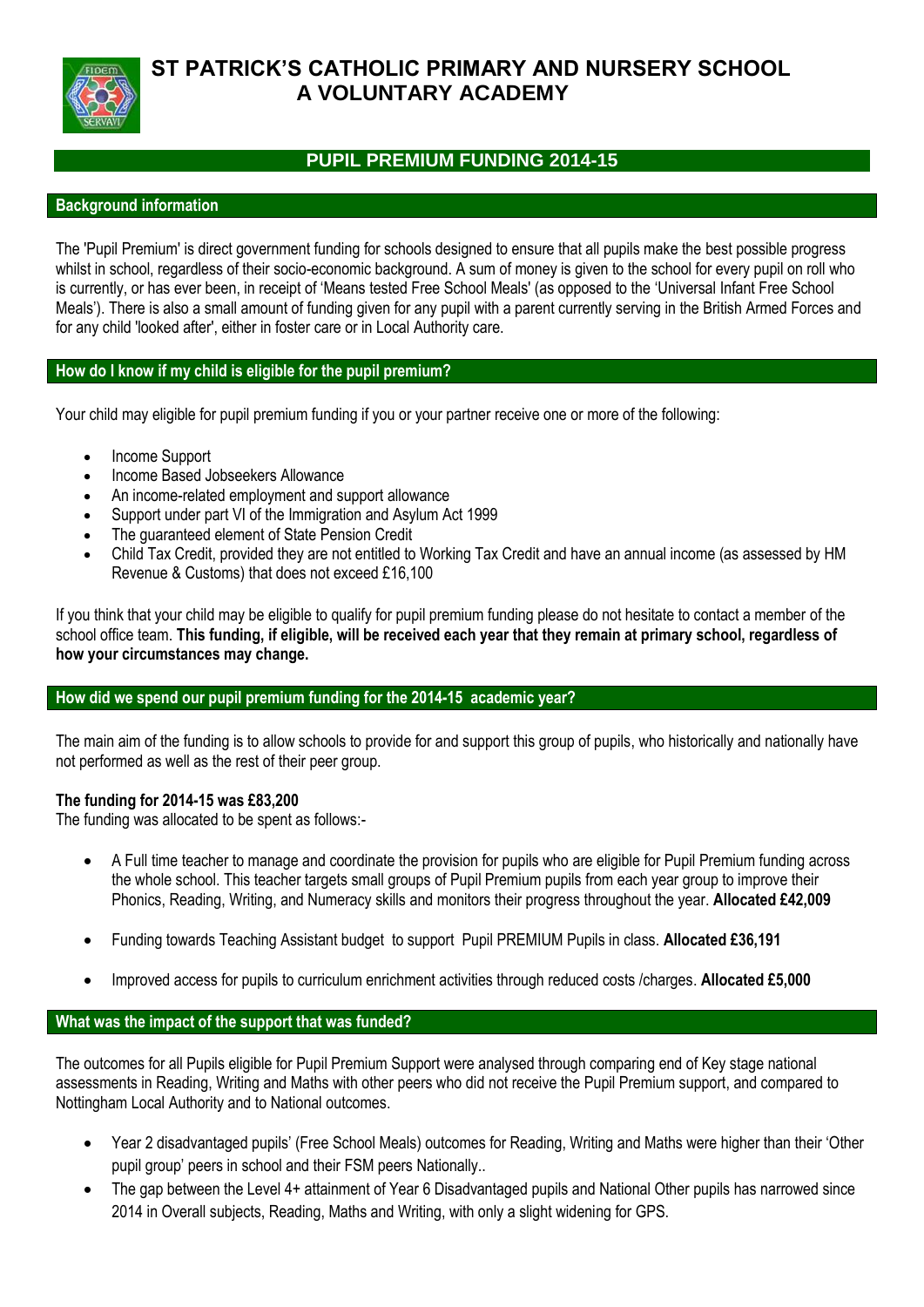# ST PATRICK'S CATHOLIC PRIMARY AND NURSERY SCHOOL
# A VOLUNTARY ACADEMY

## PUPIL PREMIUM FUNDING 2014-15

### Background information

The 'Pupil Premium' is direct government funding for schools designed to ensure that all pupils make the best possible progress whilst in school, regardless of their socio-economic background. A sum of money is given to the school for every pupil on roll who is currently, or has ever been, in receipt of 'Means tested Free School Meals' (as opposed to the 'Universal Infant Free School Meals'). There is also a small amount of funding given for any pupil with a parent currently serving in the British Armed Forces and for any child 'looked after', either in foster care or in Local Authority care.

### How do I know if my child is eligible for the pupil premium?

Your child may eligible for pupil premium funding if you or your partner receive one or more of the following:

- Income Support
- Income Based Jobseekers Allowance
- An income-related employment and support allowance
- Support under part VI of the Immigration and Asylum Act 1999
- The guaranteed element of State Pension Credit
- Child Tax Credit, provided they are not entitled to Working Tax Credit and have an annual income (as assessed by HM Revenue & Customs) that does not exceed £16,100

If you think that your child may be eligible to qualify for pupil premium funding please do not hesitate to contact a member of the school office team. **This funding, if eligible, will be received each year that they remain at primary school, regardless of how your circumstances may change.**

### How did we spend our pupil premium funding for the 2014-15 academic year?

The main aim of the funding is to allow schools to provide for and support this group of pupils, who historically and nationally have not performed as well as the rest of their peer group.

**The funding for 2014-15 was £83,200**
The funding was allocated to be spent as follows:-

- A Full time teacher to manage and coordinate the provision for pupils who are eligible for Pupil Premium funding across the whole school. This teacher targets small groups of Pupil Premium pupils from each year group to improve their Phonics, Reading, Writing, and Numeracy skills and monitors their progress throughout the year. **Allocated £42,009**
- Funding towards Teaching Assistant budget to support Pupil PREMIUM Pupils in class. **Allocated £36,191**
- Improved access for pupils to curriculum enrichment activities through reduced costs /charges. **Allocated £5,000**

### What was the impact of the support that was funded?

The outcomes for all Pupils eligible for Pupil Premium Support were analysed through comparing end of Key stage national assessments in Reading, Writing and Maths with other peers who did not receive the Pupil Premium support, and compared to Nottingham Local Authority and to National outcomes.

- Year 2 disadvantaged pupils' (Free School Meals) outcomes for Reading, Writing and Maths were higher than their 'Other pupil group' peers in school and their FSM peers Nationally..
- The gap between the Level 4+ attainment of Year 6 Disadvantaged pupils and National Other pupils has narrowed since 2014 in Overall subjects, Reading, Maths and Writing, with only a slight widening for GPS.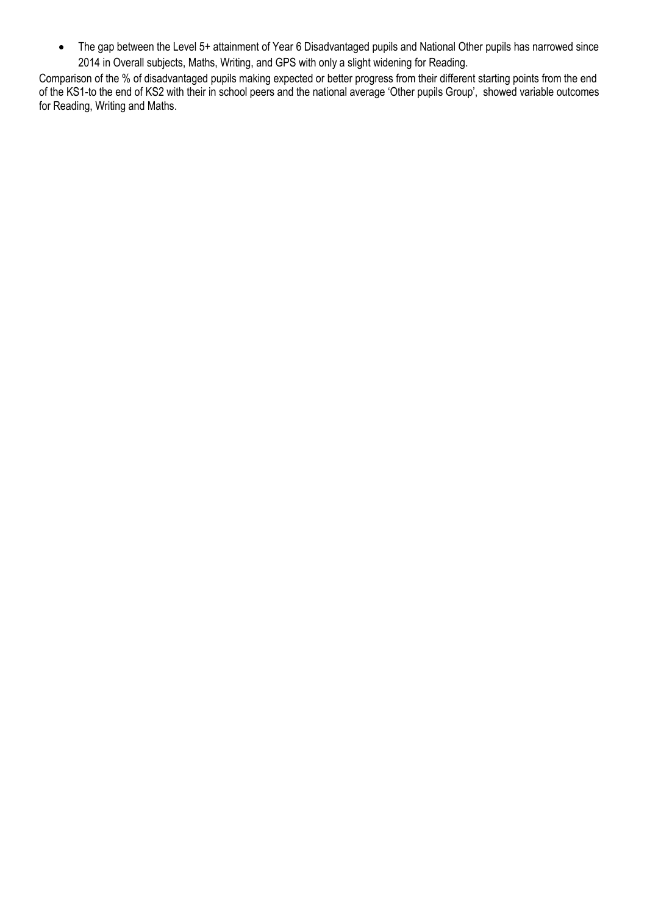- The gap between the Level 5+ attainment of Year 6 Disadvantaged pupils and National Other pupils has narrowed since 2014 in Overall subjects, Maths, Writing, and GPS with only a slight widening for Reading.

Comparison of the % of disadvantaged pupils making expected or better progress from their different starting points from the end of the KS1-to the end of KS2 with their in school peers and the national average 'Other pupils Group', showed variable outcomes for Reading, Writing and Maths.